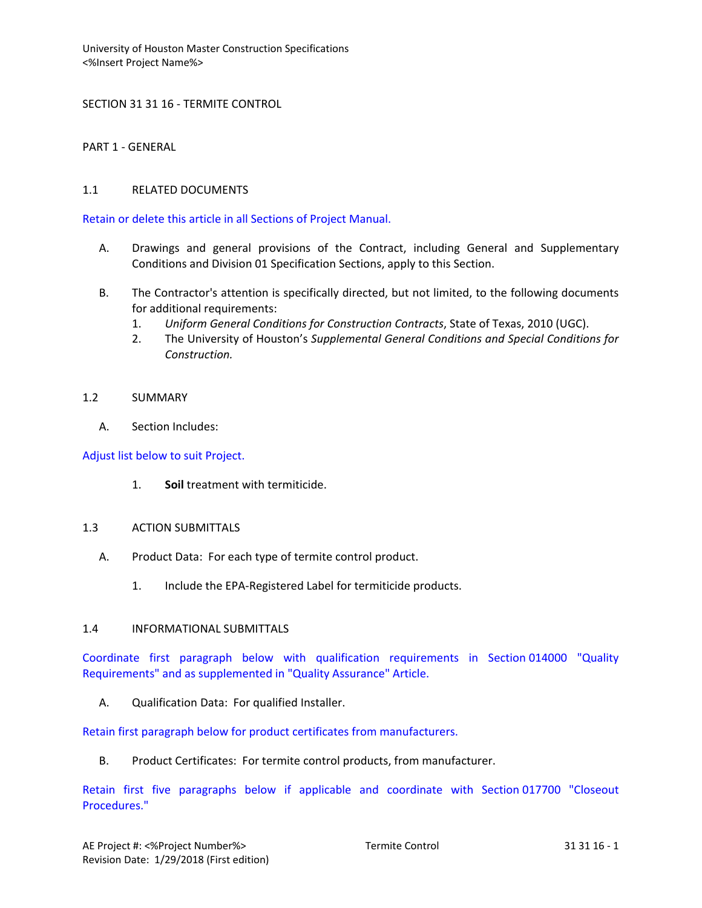# SECTION 31 31 16 - TERMITE CONTROL

## PART 1 - GENERAL

### 1.1 RELATED DOCUMENTS

Retain or delete this article in all Sections of Project Manual.

A. Drawings and general provisions of the Contract, including General and Supplementary Conditions and Division 01 Specification Sections, apply to this Section.

B. The Contractor's attention is specifically directed, but not limited, to the following documents for additional requirements:
   1. *Uniform General Conditions for Construction Contracts*, State of Texas, 2010 (UGC).
   2. The University of Houston's *Supplemental General Conditions and Special Conditions for Construction.*

### 1.2 SUMMARY

A. Section Includes:

Adjust list below to suit Project.

   1. **Soil** treatment with termiticide.

### 1.3 ACTION SUBMITTALS

A. Product Data: For each type of termite control product.

   1. Include the EPA-Registered Label for termiticide products.

### 1.4 INFORMATIONAL SUBMITTALS

Coordinate first paragraph below with qualification requirements in Section 014000 "Quality Requirements" and as supplemented in "Quality Assurance" Article.

A. Qualification Data: For qualified Installer.

Retain first paragraph below for product certificates from manufacturers.

B. Product Certificates: For termite control products, from manufacturer.

Retain first five paragraphs below if applicable and coordinate with Section 017700 "Closeout Procedures."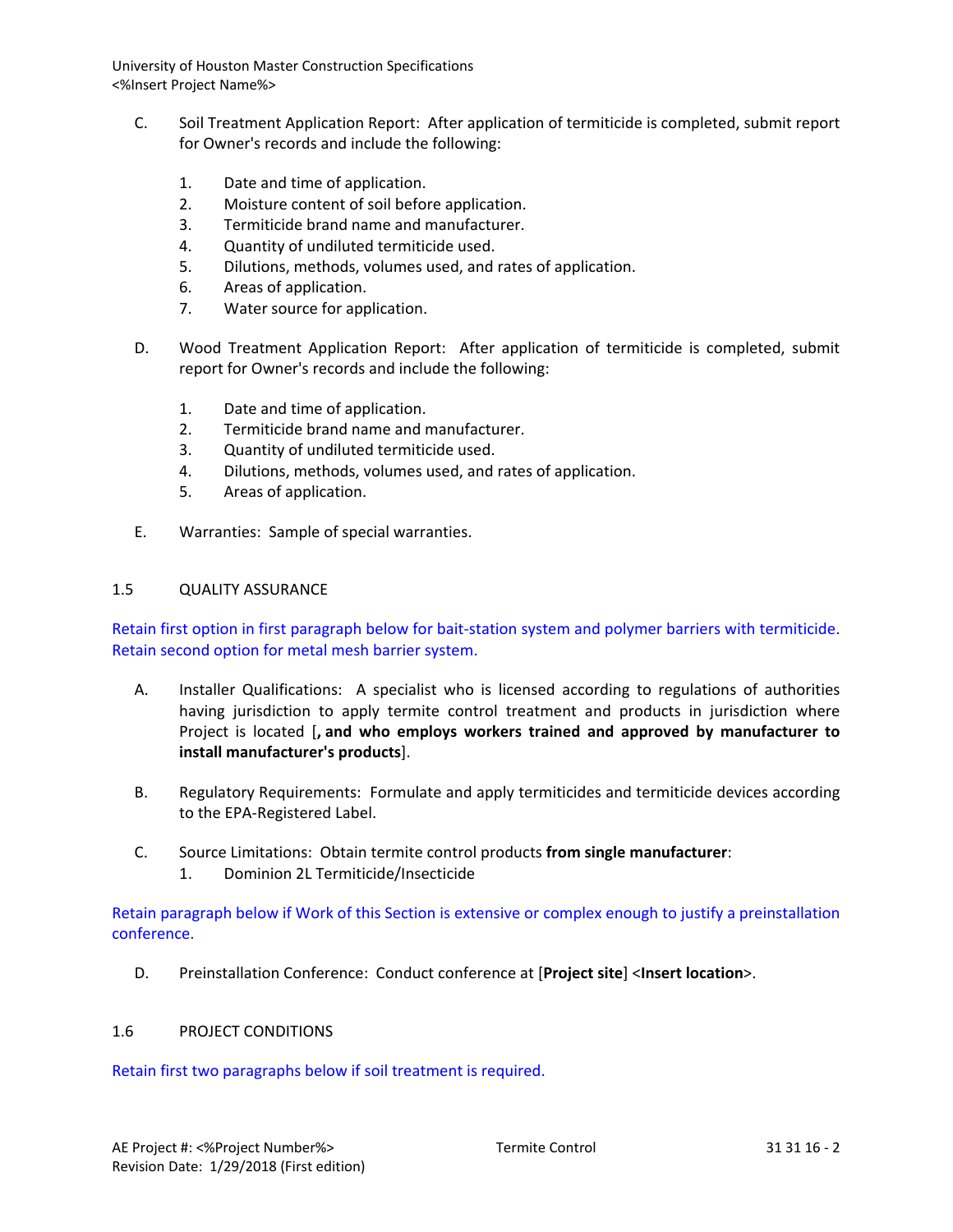C. Soil Treatment Application Report: After application of termiticide is completed, submit report for Owner's records and include the following:

1. Date and time of application.
2. Moisture content of soil before application.
3. Termiticide brand name and manufacturer.
4. Quantity of undiluted termiticide used.
5. Dilutions, methods, volumes used, and rates of application.
6. Areas of application.
7. Water source for application.

D. Wood Treatment Application Report: After application of termiticide is completed, submit report for Owner's records and include the following:

1. Date and time of application.
2. Termiticide brand name and manufacturer.
3. Quantity of undiluted termiticide used.
4. Dilutions, methods, volumes used, and rates of application.
5. Areas of application.

E. Warranties: Sample of special warranties.

## 1.5 QUALITY ASSURANCE

Retain first option in first paragraph below for bait-station system and polymer barriers with termiticide. Retain second option for metal mesh barrier system.

A. Installer Qualifications: A specialist who is licensed according to regulations of authorities having jurisdiction to apply termite control treatment and products in jurisdiction where Project is located [**, and who employs workers trained and approved by manufacturer to install manufacturer's products**].

B. Regulatory Requirements: Formulate and apply termiticides and termiticide devices according to the EPA-Registered Label.

C. Source Limitations: Obtain termite control products **from single manufacturer**:
1. Dominion 2L Termiticide/Insecticide

Retain paragraph below if Work of this Section is extensive or complex enough to justify a preinstallation conference.

D. Preinstallation Conference: Conduct conference at [**Project site**] <**Insert location**>.

## 1.6 PROJECT CONDITIONS

Retain first two paragraphs below if soil treatment is required.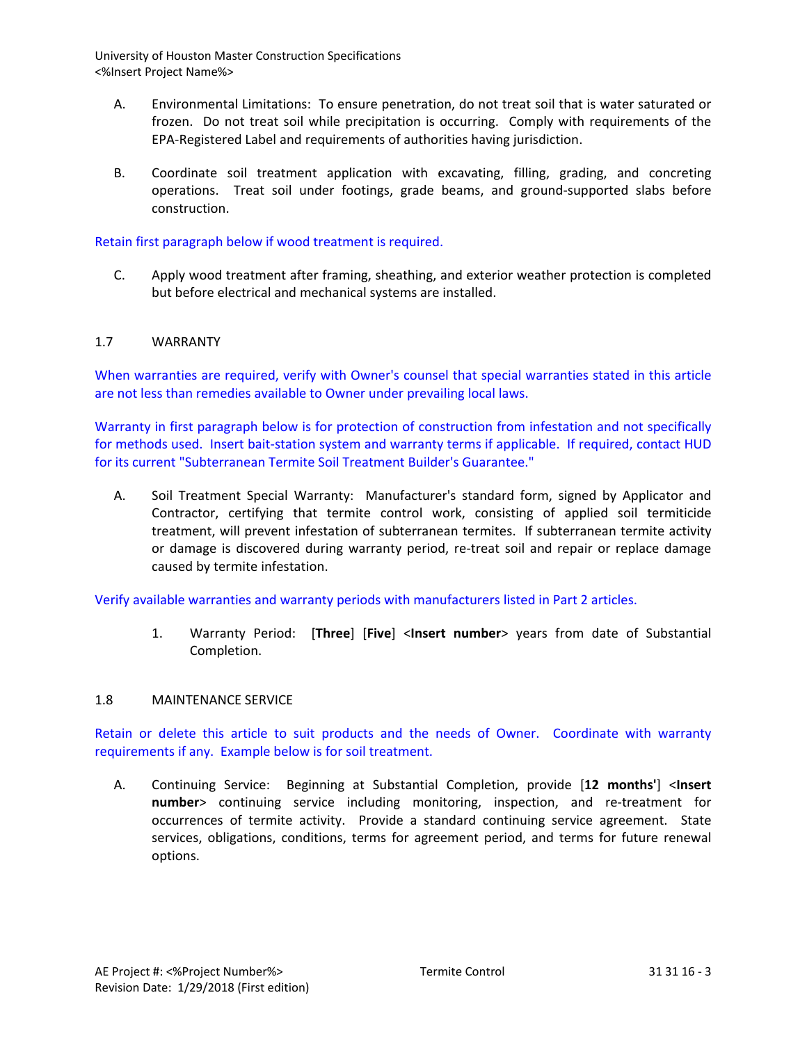A. Environmental Limitations: To ensure penetration, do not treat soil that is water saturated or frozen. Do not treat soil while precipitation is occurring. Comply with requirements of the EPA-Registered Label and requirements of authorities having jurisdiction.

B. Coordinate soil treatment application with excavating, filling, grading, and concreting operations. Treat soil under footings, grade beams, and ground-supported slabs before construction.

Retain first paragraph below if wood treatment is required.

C. Apply wood treatment after framing, sheathing, and exterior weather protection is completed but before electrical and mechanical systems are installed.

## 1.7 WARRANTY

When warranties are required, verify with Owner's counsel that special warranties stated in this article are not less than remedies available to Owner under prevailing local laws.

Warranty in first paragraph below is for protection of construction from infestation and not specifically for methods used. Insert bait-station system and warranty terms if applicable. If required, contact HUD for its current "Subterranean Termite Soil Treatment Builder's Guarantee."

A. Soil Treatment Special Warranty: Manufacturer's standard form, signed by Applicator and Contractor, certifying that termite control work, consisting of applied soil termiticide treatment, will prevent infestation of subterranean termites. If subterranean termite activity or damage is discovered during warranty period, re-treat soil and repair or replace damage caused by termite infestation.

Verify available warranties and warranty periods with manufacturers listed in Part 2 articles.

1. Warranty Period: [**Three**] [**Five**] <**Insert number**> years from date of Substantial Completion.

## 1.8 MAINTENANCE SERVICE

Retain or delete this article to suit products and the needs of Owner. Coordinate with warranty requirements if any. Example below is for soil treatment.

A. Continuing Service: Beginning at Substantial Completion, provide [**12 months'**] <**Insert number**> continuing service including monitoring, inspection, and re-treatment for occurrences of termite activity. Provide a standard continuing service agreement. State services, obligations, conditions, terms for agreement period, and terms for future renewal options.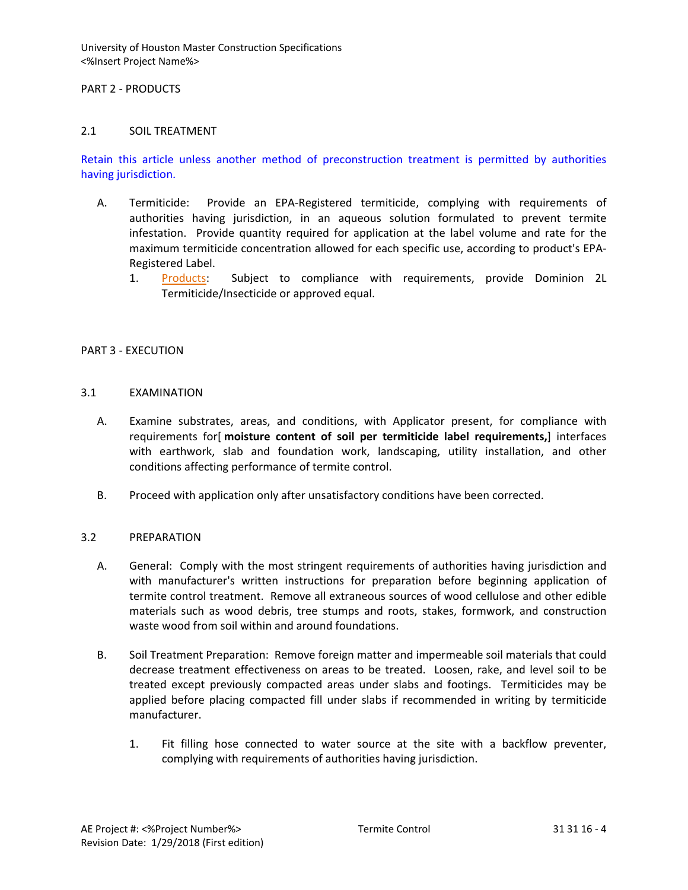PART 2 - PRODUCTS

## 2.1 SOIL TREATMENT

Retain this article unless another method of preconstruction treatment is permitted by authorities having jurisdiction.

A. Termiticide: Provide an EPA-Registered termiticide, complying with requirements of authorities having jurisdiction, in an aqueous solution formulated to prevent termite infestation. Provide quantity required for application at the label volume and rate for the maximum termiticide concentration allowed for each specific use, according to product's EPA-Registered Label.
   1. Products: Subject to compliance with requirements, provide Dominion 2L Termiticide/Insecticide or approved equal.

PART 3 - EXECUTION

## 3.1 EXAMINATION

A. Examine substrates, areas, and conditions, with Applicator present, for compliance with requirements for[ **moisture content of soil per termiticide label requirements,**] interfaces with earthwork, slab and foundation work, landscaping, utility installation, and other conditions affecting performance of termite control.

B. Proceed with application only after unsatisfactory conditions have been corrected.

## 3.2 PREPARATION

A. General: Comply with the most stringent requirements of authorities having jurisdiction and with manufacturer's written instructions for preparation before beginning application of termite control treatment. Remove all extraneous sources of wood cellulose and other edible materials such as wood debris, tree stumps and roots, stakes, formwork, and construction waste wood from soil within and around foundations.

B. Soil Treatment Preparation: Remove foreign matter and impermeable soil materials that could decrease treatment effectiveness on areas to be treated. Loosen, rake, and level soil to be treated except previously compacted areas under slabs and footings. Termiticides may be applied before placing compacted fill under slabs if recommended in writing by termiticide manufacturer.

   1. Fit filling hose connected to water source at the site with a backflow preventer, complying with requirements of authorities having jurisdiction.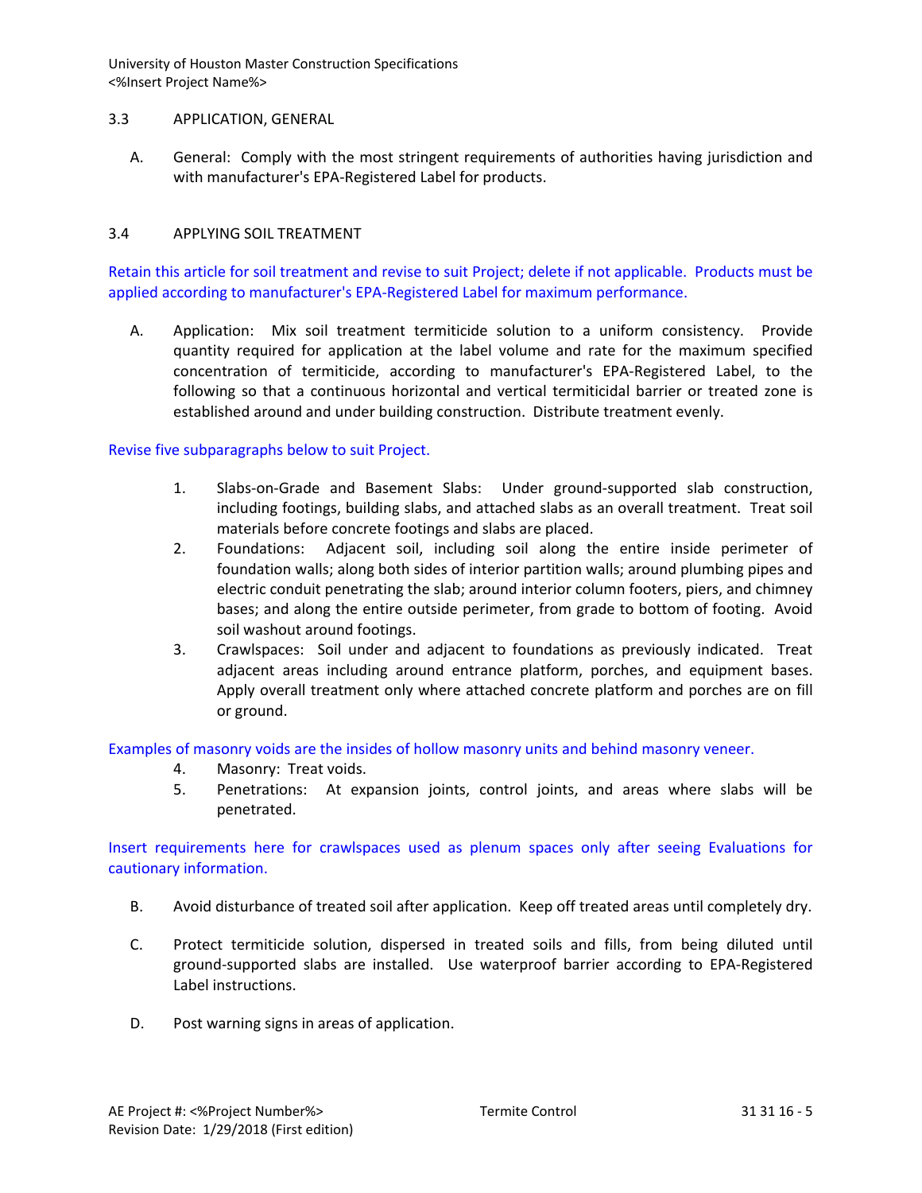## 3.3 APPLICATION, GENERAL

A. General: Comply with the most stringent requirements of authorities having jurisdiction and with manufacturer's EPA-Registered Label for products.

## 3.4 APPLYING SOIL TREATMENT

Retain this article for soil treatment and revise to suit Project; delete if not applicable. Products must be applied according to manufacturer's EPA-Registered Label for maximum performance.

A. Application: Mix soil treatment termiticide solution to a uniform consistency. Provide quantity required for application at the label volume and rate for the maximum specified concentration of termiticide, according to manufacturer's EPA-Registered Label, to the following so that a continuous horizontal and vertical termiticidal barrier or treated zone is established around and under building construction. Distribute treatment evenly.

Revise five subparagraphs below to suit Project.

1. Slabs-on-Grade and Basement Slabs: Under ground-supported slab construction, including footings, building slabs, and attached slabs as an overall treatment. Treat soil materials before concrete footings and slabs are placed.
2. Foundations: Adjacent soil, including soil along the entire inside perimeter of foundation walls; along both sides of interior partition walls; around plumbing pipes and electric conduit penetrating the slab; around interior column footers, piers, and chimney bases; and along the entire outside perimeter, from grade to bottom of footing. Avoid soil washout around footings.
3. Crawlspaces: Soil under and adjacent to foundations as previously indicated. Treat adjacent areas including around entrance platform, porches, and equipment bases. Apply overall treatment only where attached concrete platform and porches are on fill or ground.

Examples of masonry voids are the insides of hollow masonry units and behind masonry veneer.

4. Masonry: Treat voids.
5. Penetrations: At expansion joints, control joints, and areas where slabs will be penetrated.

Insert requirements here for crawlspaces used as plenum spaces only after seeing Evaluations for cautionary information.

B. Avoid disturbance of treated soil after application. Keep off treated areas until completely dry.

C. Protect termiticide solution, dispersed in treated soils and fills, from being diluted until ground-supported slabs are installed. Use waterproof barrier according to EPA-Registered Label instructions.

D. Post warning signs in areas of application.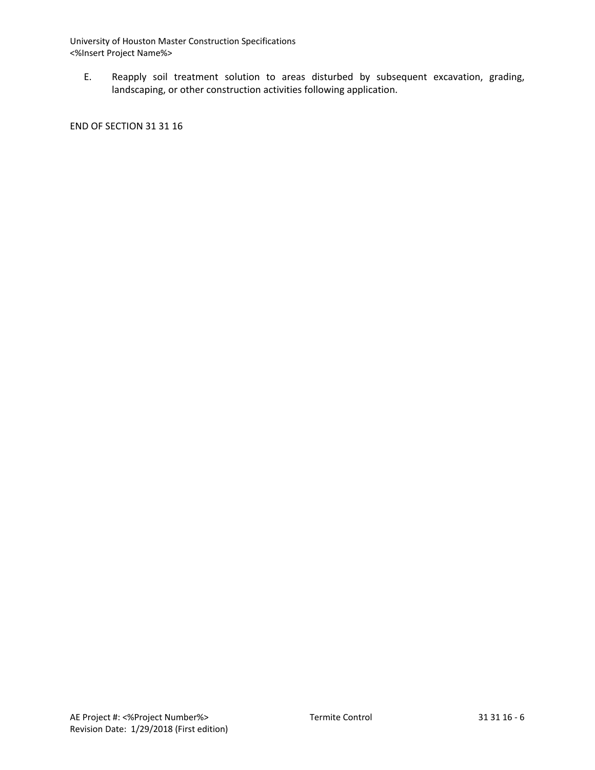E. Reapply soil treatment solution to areas disturbed by subsequent excavation, grading, landscaping, or other construction activities following application.

END OF SECTION 31 31 16